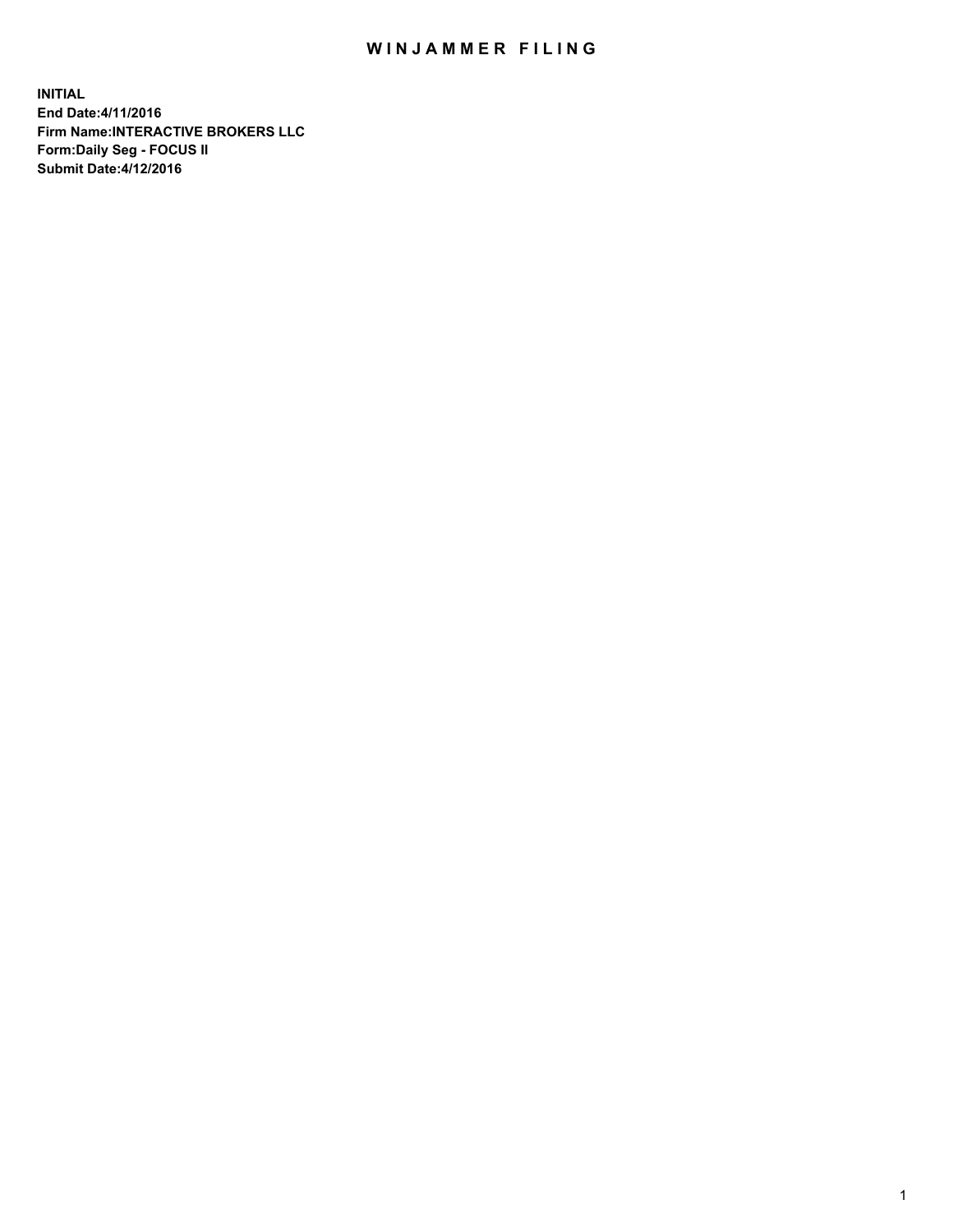# WINJAMMER FILING

**INITIAL**
**End Date:4/11/2016**
**Firm Name:INTERACTIVE BROKERS LLC**
**Form:Daily Seg - FOCUS II**
**Submit Date:4/12/2016**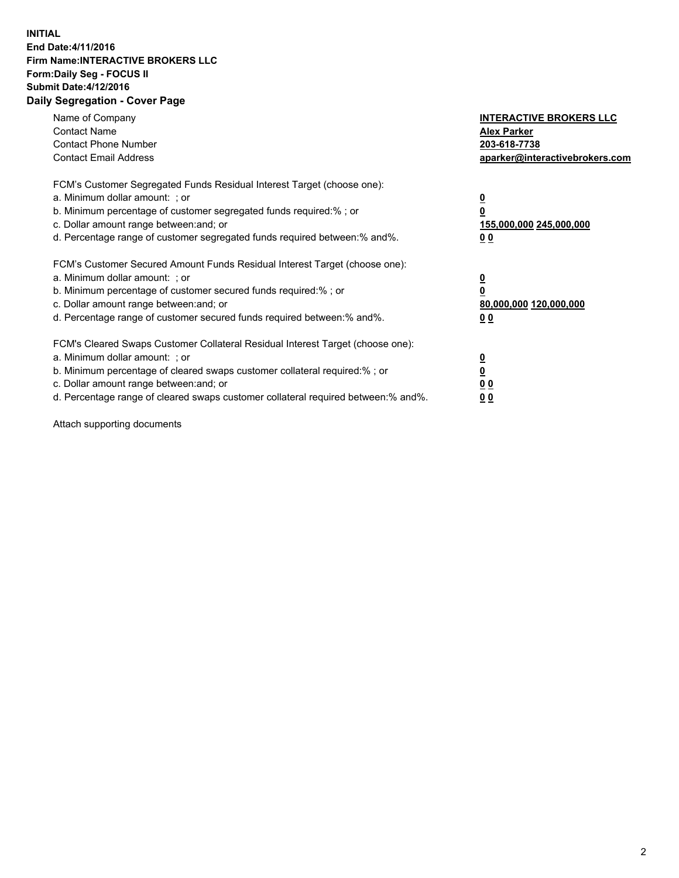**INITIAL**
**End Date:4/11/2016**
**Firm Name:INTERACTIVE BROKERS LLC**
**Form:Daily Seg - FOCUS II**
**Submit Date:4/12/2016**
**Daily Segregation - Cover Page**

| | |
|---|---|
| Name of Company | **INTERACTIVE BROKERS LLC** |
| Contact Name | **Alex Parker** |
| Contact Phone Number | **203-618-7738** |
| Contact Email Address | **aparker@interactivebrokers.com** |

FCM's Customer Segregated Funds Residual Interest Target (choose one):

| | |
|---|---|
| a. Minimum dollar amount: ; or | **0** |
| b. Minimum percentage of customer segregated funds required:% ; or | **0** |
| c. Dollar amount range between:and; or | **155,000,000 245,000,000** |
| d. Percentage range of customer segregated funds required between:% and%. | **0 0** |

FCM's Customer Secured Amount Funds Residual Interest Target (choose one):

| | |
|---|---|
| a. Minimum dollar amount: ; or | **0** |
| b. Minimum percentage of customer secured funds required:% ; or | **0** |
| c. Dollar amount range between:and; or | **80,000,000 120,000,000** |
| d. Percentage range of customer secured funds required between:% and%. | **0 0** |

FCM's Cleared Swaps Customer Collateral Residual Interest Target (choose one):

| | |
|---|---|
| a. Minimum dollar amount: ; or | **0** |
| b. Minimum percentage of cleared swaps customer collateral required:% ; or | **0** |
| c. Dollar amount range between:and; or | **0 0** |
| d. Percentage range of cleared swaps customer collateral required between:% and%. | **0 0** |

Attach supporting documents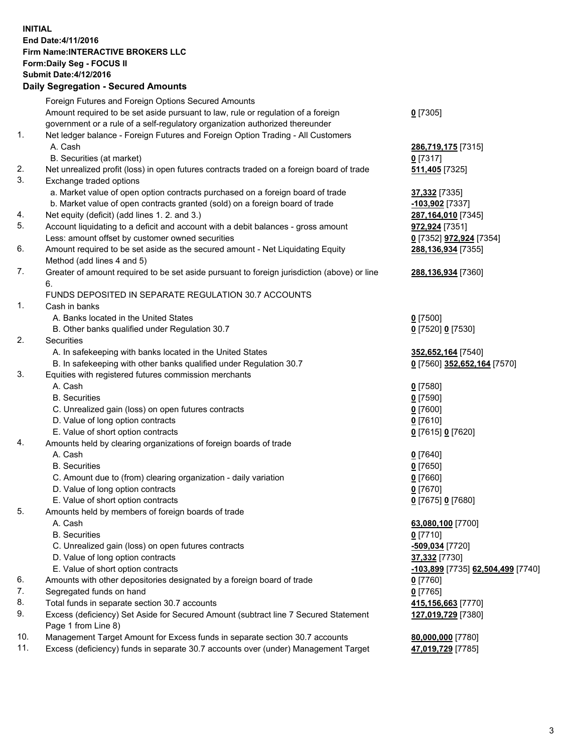**INITIAL**
**End Date:4/11/2016**
**Firm Name:INTERACTIVE BROKERS LLC**
**Form:Daily Seg - FOCUS II**
**Submit Date:4/12/2016**
**Daily Segregation - Secured Amounts**

| | | |
|---|---|---|
| | Foreign Futures and Foreign Options Secured Amounts | |
| | Amount required to be set aside pursuant to law, rule or regulation of a foreign government or a rule of a self-regulatory organization authorized thereunder | **0** [7305] |
| 1. | Net ledger balance - Foreign Futures and Foreign Option Trading - All Customers | |
| | A. Cash | **286,719,175** [7315] |
| | B. Securities (at market) | **0** [7317] |
| 2. | Net unrealized profit (loss) in open futures contracts traded on a foreign board of trade | **511,405** [7325] |
| 3. | Exchange traded options | |
| | a. Market value of open option contracts purchased on a foreign board of trade | **37,332** [7335] |
| | b. Market value of open contracts granted (sold) on a foreign board of trade | **-103,902** [7337] |
| 4. | Net equity (deficit) (add lines 1. 2. and 3.) | **287,164,010** [7345] |
| 5. | Account liquidating to a deficit and account with a debit balances - gross amount | **972,924** [7351] |
| | Less: amount offset by customer owned securities | **0** [7352] **972,924** [7354] |
| 6. | Amount required to be set aside as the secured amount - Net Liquidating Equity Method (add lines 4 and 5) | **288,136,934** [7355] |
| 7. | Greater of amount required to be set aside pursuant to foreign jurisdiction (above) or line 6. | **288,136,934** [7360] |
| | FUNDS DEPOSITED IN SEPARATE REGULATION 30.7 ACCOUNTS | |
| 1. | Cash in banks | |
| | A. Banks located in the United States | **0** [7500] |
| | B. Other banks qualified under Regulation 30.7 | **0** [7520] **0** [7530] |
| 2. | Securities | |
| | A. In safekeeping with banks located in the United States | **352,652,164** [7540] |
| | B. In safekeeping with other banks qualified under Regulation 30.7 | **0** [7560] **352,652,164** [7570] |
| 3. | Equities with registered futures commission merchants | |
| | A. Cash | **0** [7580] |
| | B. Securities | **0** [7590] |
| | C. Unrealized gain (loss) on open futures contracts | **0** [7600] |
| | D. Value of long option contracts | **0** [7610] |
| | E. Value of short option contracts | **0** [7615] **0** [7620] |
| 4. | Amounts held by clearing organizations of foreign boards of trade | |
| | A. Cash | **0** [7640] |
| | B. Securities | **0** [7650] |
| | C. Amount due to (from) clearing organization - daily variation | **0** [7660] |
| | D. Value of long option contracts | **0** [7670] |
| | E. Value of short option contracts | **0** [7675] **0** [7680] |
| 5. | Amounts held by members of foreign boards of trade | |
| | A. Cash | **63,080,100** [7700] |
| | B. Securities | **0** [7710] |
| | C. Unrealized gain (loss) on open futures contracts | **-509,034** [7720] |
| | D. Value of long option contracts | **37,332** [7730] |
| | E. Value of short option contracts | **-103,899** [7735] **62,504,499** [7740] |
| 6. | Amounts with other depositories designated by a foreign board of trade | **0** [7760] |
| 7. | Segregated funds on hand | **0** [7765] |
| 8. | Total funds in separate section 30.7 accounts | **415,156,663** [7770] |
| 9. | Excess (deficiency) Set Aside for Secured Amount (subtract line 7 Secured Statement Page 1 from Line 8) | **127,019,729** [7380] |
| 10. | Management Target Amount for Excess funds in separate section 30.7 accounts | **80,000,000** [7780] |
| 11. | Excess (deficiency) funds in separate 30.7 accounts over (under) Management Target | **47,019,729** [7785] |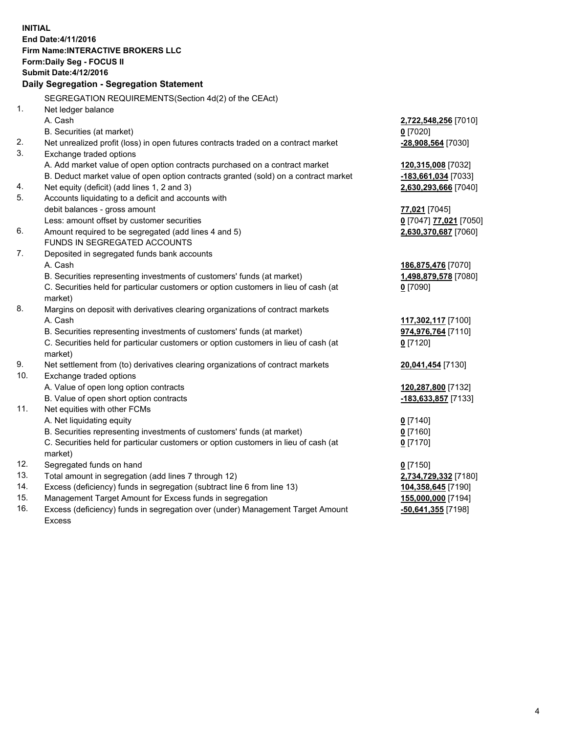**INITIAL**
**End Date:4/11/2016**
**Firm Name:INTERACTIVE BROKERS LLC**
**Form:Daily Seg - FOCUS II**
**Submit Date:4/12/2016**

## Daily Segregation - Segregation Statement

| | | |
|---|---|---|
| | SEGREGATION REQUIREMENTS(Section 4d(2) of the CEAct) | |
| 1. | Net ledger balance | |
| | A. Cash | **2,722,548,256** [7010] |
| | B. Securities (at market) | **0** [7020] |
| 2. | Net unrealized profit (loss) in open futures contracts traded on a contract market | **-28,908,564** [7030] |
| 3. | Exchange traded options | |
| | A. Add market value of open option contracts purchased on a contract market | **120,315,008** [7032] |
| | B. Deduct market value of open option contracts granted (sold) on a contract market | **-183,661,034** [7033] |
| 4. | Net equity (deficit) (add lines 1, 2 and 3) | **2,630,293,666** [7040] |
| 5. | Accounts liquidating to a deficit and accounts with | |
| | debit balances - gross amount | **77,021** [7045] |
| | Less: amount offset by customer securities | **0** [7047] **77,021** [7050] |
| 6. | Amount required to be segregated (add lines 4 and 5) | **2,630,370,687** [7060] |
| | FUNDS IN SEGREGATED ACCOUNTS | |
| 7. | Deposited in segregated funds bank accounts | |
| | A. Cash | **186,875,476** [7070] |
| | B. Securities representing investments of customers' funds (at market) | **1,498,879,578** [7080] |
| | C. Securities held for particular customers or option customers in lieu of cash (at market) | **0** [7090] |
| 8. | Margins on deposit with derivatives clearing organizations of contract markets | |
| | A. Cash | **117,302,117** [7100] |
| | B. Securities representing investments of customers' funds (at market) | **974,976,764** [7110] |
| | C. Securities held for particular customers or option customers in lieu of cash (at market) | **0** [7120] |
| 9. | Net settlement from (to) derivatives clearing organizations of contract markets | **20,041,454** [7130] |
| 10. | Exchange traded options | |
| | A. Value of open long option contracts | **120,287,800** [7132] |
| | B. Value of open short option contracts | **-183,633,857** [7133] |
| 11. | Net equities with other FCMs | |
| | A. Net liquidating equity | **0** [7140] |
| | B. Securities representing investments of customers' funds (at market) | **0** [7160] |
| | C. Securities held for particular customers or option customers in lieu of cash (at market) | **0** [7170] |
| 12. | Segregated funds on hand | **0** [7150] |
| 13. | Total amount in segregation (add lines 7 through 12) | **2,734,729,332** [7180] |
| 14. | Excess (deficiency) funds in segregation (subtract line 6 from line 13) | **104,358,645** [7190] |
| 15. | Management Target Amount for Excess funds in segregation | **155,000,000** [7194] |
| 16. | Excess (deficiency) funds in segregation over (under) Management Target Amount Excess | **-50,641,355** [7198] |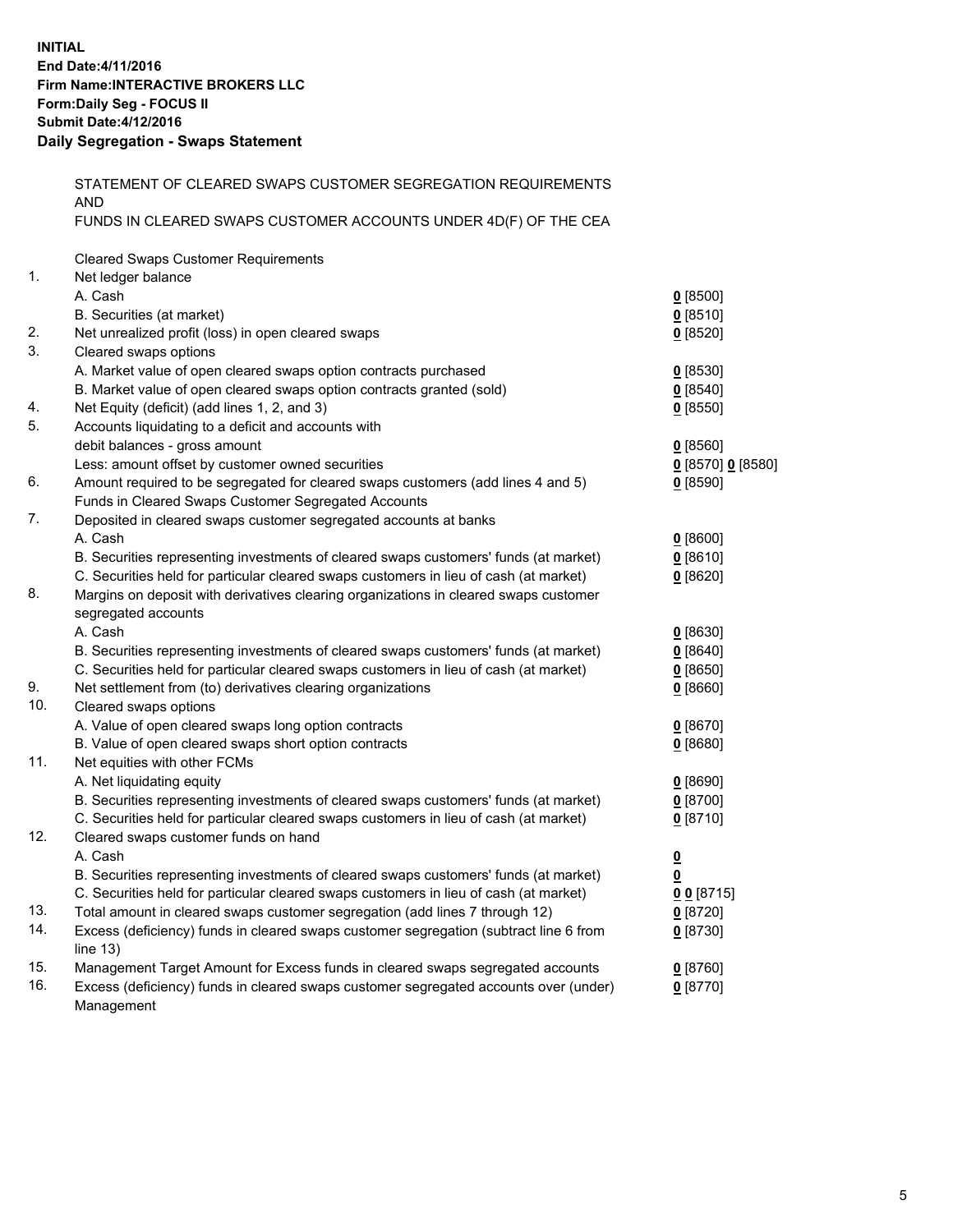**INITIAL**
**End Date:4/11/2016**
**Firm Name:INTERACTIVE BROKERS LLC**
**Form:Daily Seg - FOCUS II**
**Submit Date:4/12/2016**
**Daily Segregation - Swaps Statement**

STATEMENT OF CLEARED SWAPS CUSTOMER SEGREGATION REQUIREMENTS AND FUNDS IN CLEARED SWAPS CUSTOMER ACCOUNTS UNDER 4D(F) OF THE CEA

| | | |
|---|---|---|
| | Cleared Swaps Customer Requirements | |
| 1. | Net ledger balance | |
| | A. Cash | 0 [8500] |
| | B. Securities (at market) | 0 [8510] |
| 2. | Net unrealized profit (loss) in open cleared swaps | 0 [8520] |
| 3. | Cleared swaps options | |
| | A. Market value of open cleared swaps option contracts purchased | 0 [8530] |
| | B. Market value of open cleared swaps option contracts granted (sold) | 0 [8540] |
| 4. | Net Equity (deficit) (add lines 1, 2, and 3) | 0 [8550] |
| 5. | Accounts liquidating to a deficit and accounts with | |
| | debit balances - gross amount | 0 [8560] |
| | Less: amount offset by customer owned securities | 0 [8570] 0 [8580] |
| 6. | Amount required to be segregated for cleared swaps customers (add lines 4 and 5) | 0 [8590] |
| | Funds in Cleared Swaps Customer Segregated Accounts | |
| 7. | Deposited in cleared swaps customer segregated accounts at banks | |
| | A. Cash | 0 [8600] |
| | B. Securities representing investments of cleared swaps customers' funds (at market) | 0 [8610] |
| | C. Securities held for particular cleared swaps customers in lieu of cash (at market) | 0 [8620] |
| 8. | Margins on deposit with derivatives clearing organizations in cleared swaps customer segregated accounts | |
| | A. Cash | 0 [8630] |
| | B. Securities representing investments of cleared swaps customers' funds (at market) | 0 [8640] |
| | C. Securities held for particular cleared swaps customers in lieu of cash (at market) | 0 [8650] |
| 9. | Net settlement from (to) derivatives clearing organizations | 0 [8660] |
| 10. | Cleared swaps options | |
| | A. Value of open cleared swaps long option contracts | 0 [8670] |
| | B. Value of open cleared swaps short option contracts | 0 [8680] |
| 11. | Net equities with other FCMs | |
| | A. Net liquidating equity | 0 [8690] |
| | B. Securities representing investments of cleared swaps customers' funds (at market) | 0 [8700] |
| | C. Securities held for particular cleared swaps customers in lieu of cash (at market) | 0 [8710] |
| 12. | Cleared swaps customer funds on hand | |
| | A. Cash | 0 |
| | B. Securities representing investments of cleared swaps customers' funds (at market) | 0 |
| | C. Securities held for particular cleared swaps customers in lieu of cash (at market) | 0 0 [8715] |
| 13. | Total amount in cleared swaps customer segregation (add lines 7 through 12) | 0 [8720] |
| 14. | Excess (deficiency) funds in cleared swaps customer segregation (subtract line 6 from line 13) | 0 [8730] |
| 15. | Management Target Amount for Excess funds in cleared swaps segregated accounts | 0 [8760] |
| 16. | Excess (deficiency) funds in cleared swaps customer segregated accounts over (under) Management | 0 [8770] |